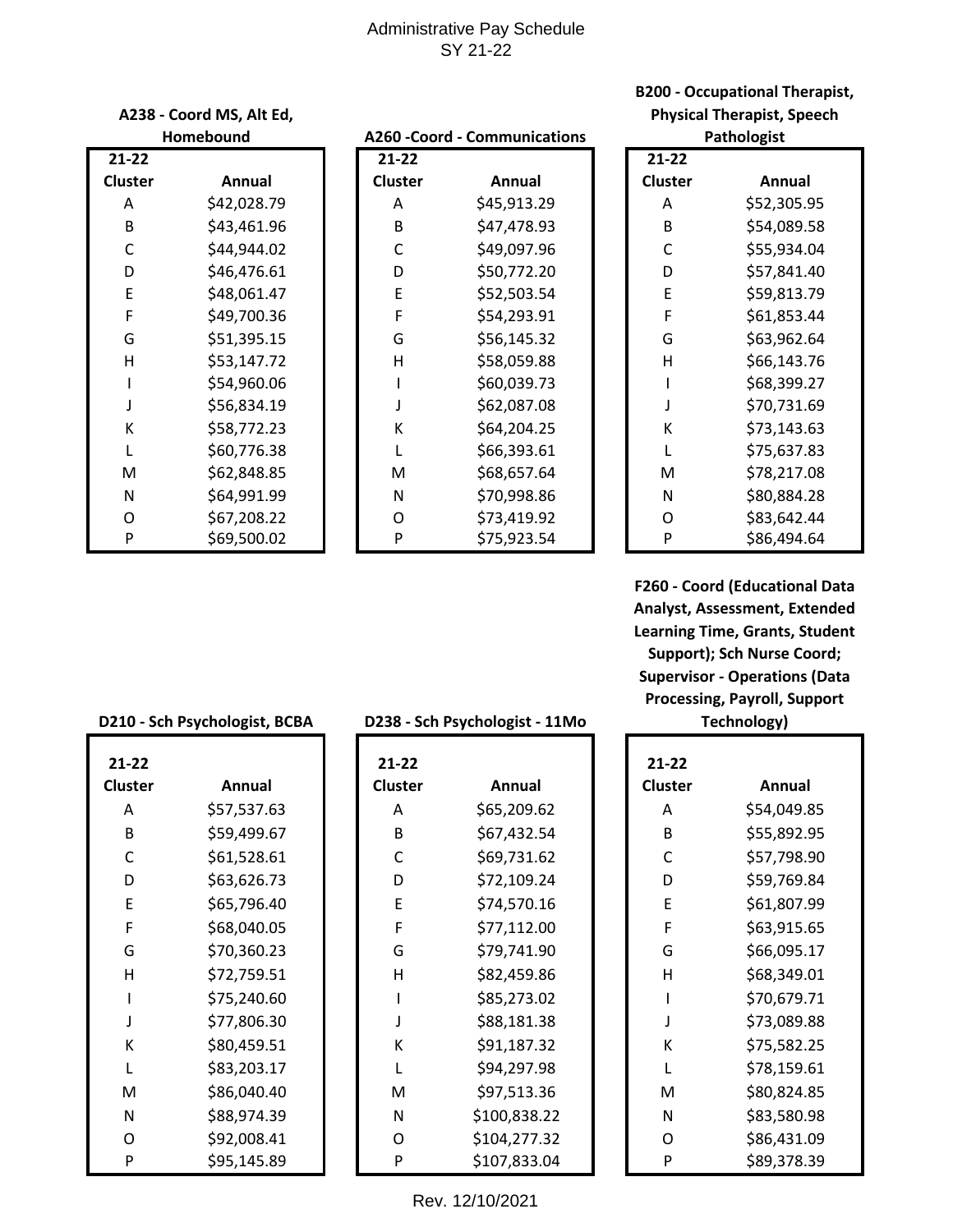# Administrative Pay Schedule
## SY 21-22

### A238 - Coord MS, Alt Ed, Homebound

| 21-22 Cluster | Annual |
|---|---|
| A | $42,028.79 |
| B | $43,461.96 |
| C | $44,944.02 |
| D | $46,476.61 |
| E | $48,061.47 |
| F | $49,700.36 |
| G | $51,395.15 |
| H | $53,147.72 |
| I | $54,960.06 |
| J | $56,834.19 |
| K | $58,772.23 |
| L | $60,776.38 |
| M | $62,848.85 |
| N | $64,991.99 |
| O | $67,208.22 |
| P | $69,500.02 |

### A260 -Coord - Communications

| 21-22 Cluster | Annual |
|---|---|
| A | $45,913.29 |
| B | $47,478.93 |
| C | $49,097.96 |
| D | $50,772.20 |
| E | $52,503.54 |
| F | $54,293.91 |
| G | $56,145.32 |
| H | $58,059.88 |
| I | $60,039.73 |
| J | $62,087.08 |
| K | $64,204.25 |
| L | $66,393.61 |
| M | $68,657.64 |
| N | $70,998.86 |
| O | $73,419.92 |
| P | $75,923.54 |

### B200 - Occupational Therapist, Physical Therapist, Speech Pathologist

| 21-22 Cluster | Annual |
|---|---|
| A | $52,305.95 |
| B | $54,089.58 |
| C | $55,934.04 |
| D | $57,841.40 |
| E | $59,813.79 |
| F | $61,853.44 |
| G | $63,962.64 |
| H | $66,143.76 |
| I | $68,399.27 |
| J | $70,731.69 |
| K | $73,143.63 |
| L | $75,637.83 |
| M | $78,217.08 |
| N | $80,884.28 |
| O | $83,642.44 |
| P | $86,494.64 |

### D210 - Sch Psychologist, BCBA

| 21-22 Cluster | Annual |
|---|---|
| A | $57,537.63 |
| B | $59,499.67 |
| C | $61,528.61 |
| D | $63,626.73 |
| E | $65,796.40 |
| F | $68,040.05 |
| G | $70,360.23 |
| H | $72,759.51 |
| I | $75,240.60 |
| J | $77,806.30 |
| K | $80,459.51 |
| L | $83,203.17 |
| M | $86,040.40 |
| N | $88,974.39 |
| O | $92,008.41 |
| P | $95,145.89 |

### D238 - Sch Psychologist - 11Mo

| 21-22 Cluster | Annual |
|---|---|
| A | $65,209.62 |
| B | $67,432.54 |
| C | $69,731.62 |
| D | $72,109.24 |
| E | $74,570.16 |
| F | $77,112.00 |
| G | $79,741.90 |
| H | $82,459.86 |
| I | $85,273.02 |
| J | $88,181.38 |
| K | $91,187.32 |
| L | $94,297.98 |
| M | $97,513.36 |
| N | $100,838.22 |
| O | $104,277.32 |
| P | $107,833.04 |

### F260 - Coord (Educational Data Analyst, Assessment, Extended Learning Time, Grants, Student Support); Sch Nurse Coord; Supervisor - Operations (Data Processing, Payroll, Support Technology)

| 21-22 Cluster | Annual |
|---|---|
| A | $54,049.85 |
| B | $55,892.95 |
| C | $57,798.90 |
| D | $59,769.84 |
| E | $61,807.99 |
| F | $63,915.65 |
| G | $66,095.17 |
| H | $68,349.01 |
| I | $70,679.71 |
| J | $73,089.88 |
| K | $75,582.25 |
| L | $78,159.61 |
| M | $80,824.85 |
| N | $83,580.98 |
| O | $86,431.09 |
| P | $89,378.39 |

Rev. 12/10/2021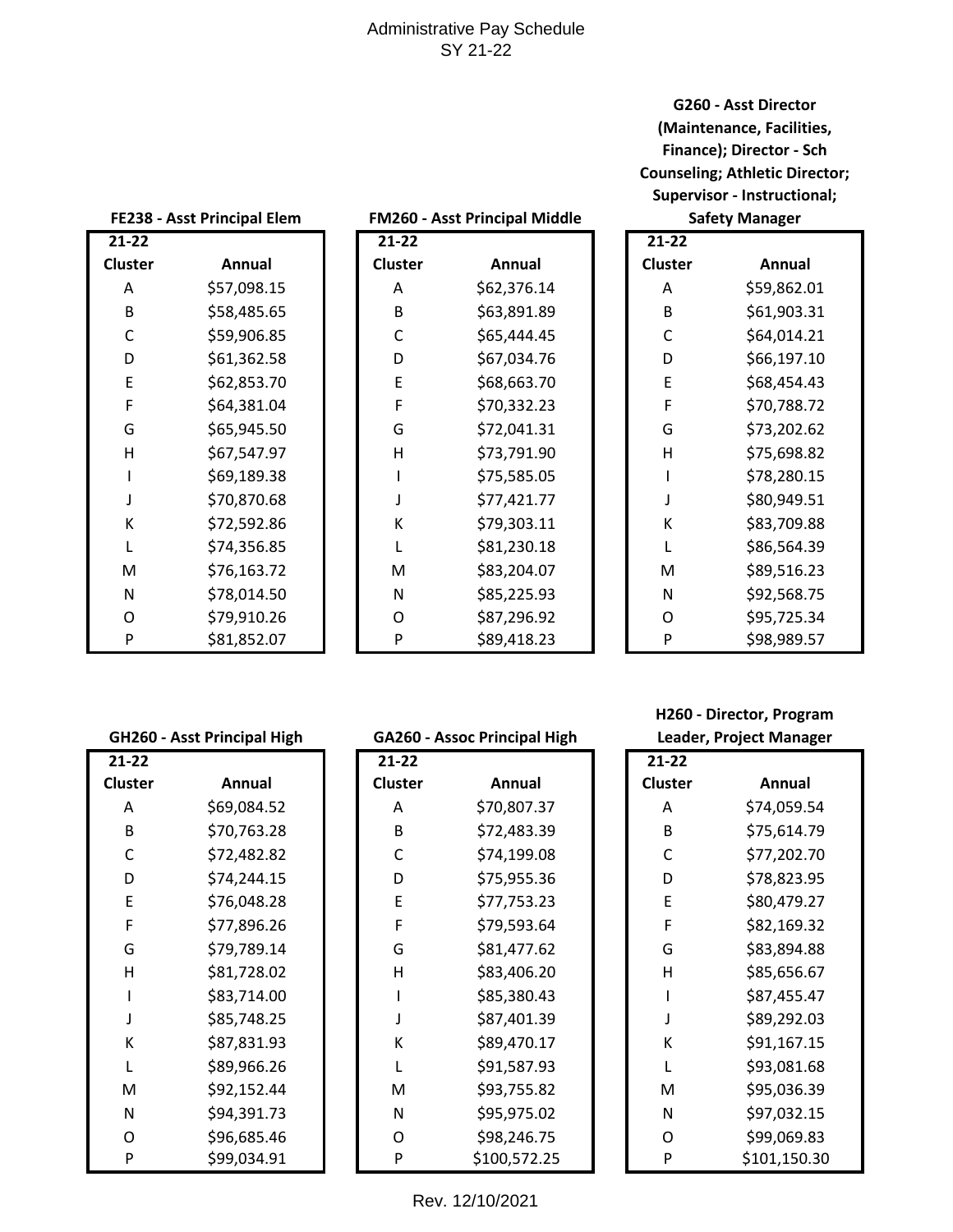# Administrative Pay Schedule
SY 21-22

**FE238 - Asst Principal Elem**

| 21-22 Cluster | Annual |
|---|---|
| A | $57,098.15 |
| B | $58,485.65 |
| C | $59,906.85 |
| D | $61,362.58 |
| E | $62,853.70 |
| F | $64,381.04 |
| G | $65,945.50 |
| H | $67,547.97 |
| I | $69,189.38 |
| J | $70,870.68 |
| K | $72,592.86 |
| L | $74,356.85 |
| M | $76,163.72 |
| N | $78,014.50 |
| O | $79,910.26 |
| P | $81,852.07 |

**FM260 - Asst Principal Middle**

| 21-22 Cluster | Annual |
|---|---|
| A | $62,376.14 |
| B | $63,891.89 |
| C | $65,444.45 |
| D | $67,034.76 |
| E | $68,663.70 |
| F | $70,332.23 |
| G | $72,041.31 |
| H | $73,791.90 |
| I | $75,585.05 |
| J | $77,421.77 |
| K | $79,303.11 |
| L | $81,230.18 |
| M | $83,204.07 |
| N | $85,225.93 |
| O | $87,296.92 |
| P | $89,418.23 |

**G260 - Asst Director (Maintenance, Facilities, Finance); Director - Sch Counseling; Athletic Director; Supervisor - Instructional; Safety Manager**

| 21-22 Cluster | Annual |
|---|---|
| A | $59,862.01 |
| B | $61,903.31 |
| C | $64,014.21 |
| D | $66,197.10 |
| E | $68,454.43 |
| F | $70,788.72 |
| G | $73,202.62 |
| H | $75,698.82 |
| I | $78,280.15 |
| J | $80,949.51 |
| K | $83,709.88 |
| L | $86,564.39 |
| M | $89,516.23 |
| N | $92,568.75 |
| O | $95,725.34 |
| P | $98,989.57 |

**GH260 - Asst Principal High**

| 21-22 Cluster | Annual |
|---|---|
| A | $69,084.52 |
| B | $70,763.28 |
| C | $72,482.82 |
| D | $74,244.15 |
| E | $76,048.28 |
| F | $77,896.26 |
| G | $79,789.14 |
| H | $81,728.02 |
| I | $83,714.00 |
| J | $85,748.25 |
| K | $87,831.93 |
| L | $89,966.26 |
| M | $92,152.44 |
| N | $94,391.73 |
| O | $96,685.46 |
| P | $99,034.91 |

**GA260 - Assoc Principal High**

| 21-22 Cluster | Annual |
|---|---|
| A | $70,807.37 |
| B | $72,483.39 |
| C | $74,199.08 |
| D | $75,955.36 |
| E | $77,753.23 |
| F | $79,593.64 |
| G | $81,477.62 |
| H | $83,406.20 |
| I | $85,380.43 |
| J | $87,401.39 |
| K | $89,470.17 |
| L | $91,587.93 |
| M | $93,755.82 |
| N | $95,975.02 |
| O | $98,246.75 |
| P | $100,572.25 |

**H260 - Director, Program Leader, Project Manager**

| 21-22 Cluster | Annual |
|---|---|
| A | $74,059.54 |
| B | $75,614.79 |
| C | $77,202.70 |
| D | $78,823.95 |
| E | $80,479.27 |
| F | $82,169.32 |
| G | $83,894.88 |
| H | $85,656.67 |
| I | $87,455.47 |
| J | $89,292.03 |
| K | $91,167.15 |
| L | $93,081.68 |
| M | $95,036.39 |
| N | $97,032.15 |
| O | $99,069.83 |
| P | $101,150.30 |

Rev. 12/10/2021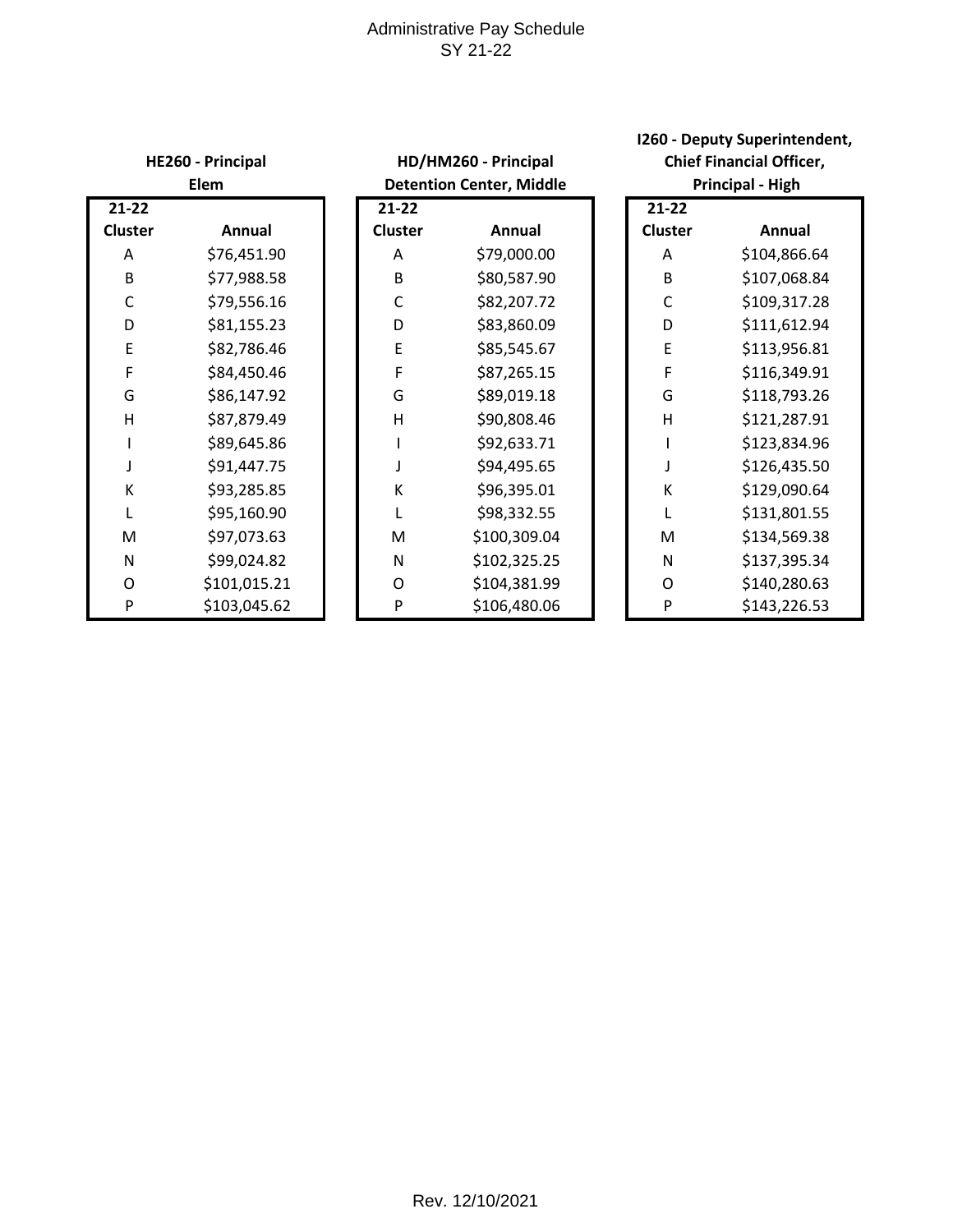# Administrative Pay Schedule
SY 21-22

**HE260 - Principal Elem**

| 21-22 Cluster | Annual |
|---|---|
| A | $76,451.90 |
| B | $77,988.58 |
| C | $79,556.16 |
| D | $81,155.23 |
| E | $82,786.46 |
| F | $84,450.46 |
| G | $86,147.92 |
| H | $87,879.49 |
| I | $89,645.86 |
| J | $91,447.75 |
| K | $93,285.85 |
| L | $95,160.90 |
| M | $97,073.63 |
| N | $99,024.82 |
| O | $101,015.21 |
| P | $103,045.62 |

**HD/HM260 - Principal Detention Center, Middle**

| 21-22 Cluster | Annual |
|---|---|
| A | $79,000.00 |
| B | $80,587.90 |
| C | $82,207.72 |
| D | $83,860.09 |
| E | $85,545.67 |
| F | $87,265.15 |
| G | $89,019.18 |
| H | $90,808.46 |
| I | $92,633.71 |
| J | $94,495.65 |
| K | $96,395.01 |
| L | $98,332.55 |
| M | $100,309.04 |
| N | $102,325.25 |
| O | $104,381.99 |
| P | $106,480.06 |

**I260 - Deputy Superintendent, Chief Financial Officer, Principal - High**

| 21-22 Cluster | Annual |
|---|---|
| A | $104,866.64 |
| B | $107,068.84 |
| C | $109,317.28 |
| D | $111,612.94 |
| E | $113,956.81 |
| F | $116,349.91 |
| G | $118,793.26 |
| H | $121,287.91 |
| I | $123,834.96 |
| J | $126,435.50 |
| K | $129,090.64 |
| L | $131,801.55 |
| M | $134,569.38 |
| N | $137,395.34 |
| O | $140,280.63 |
| P | $143,226.53 |

Rev. 12/10/2021